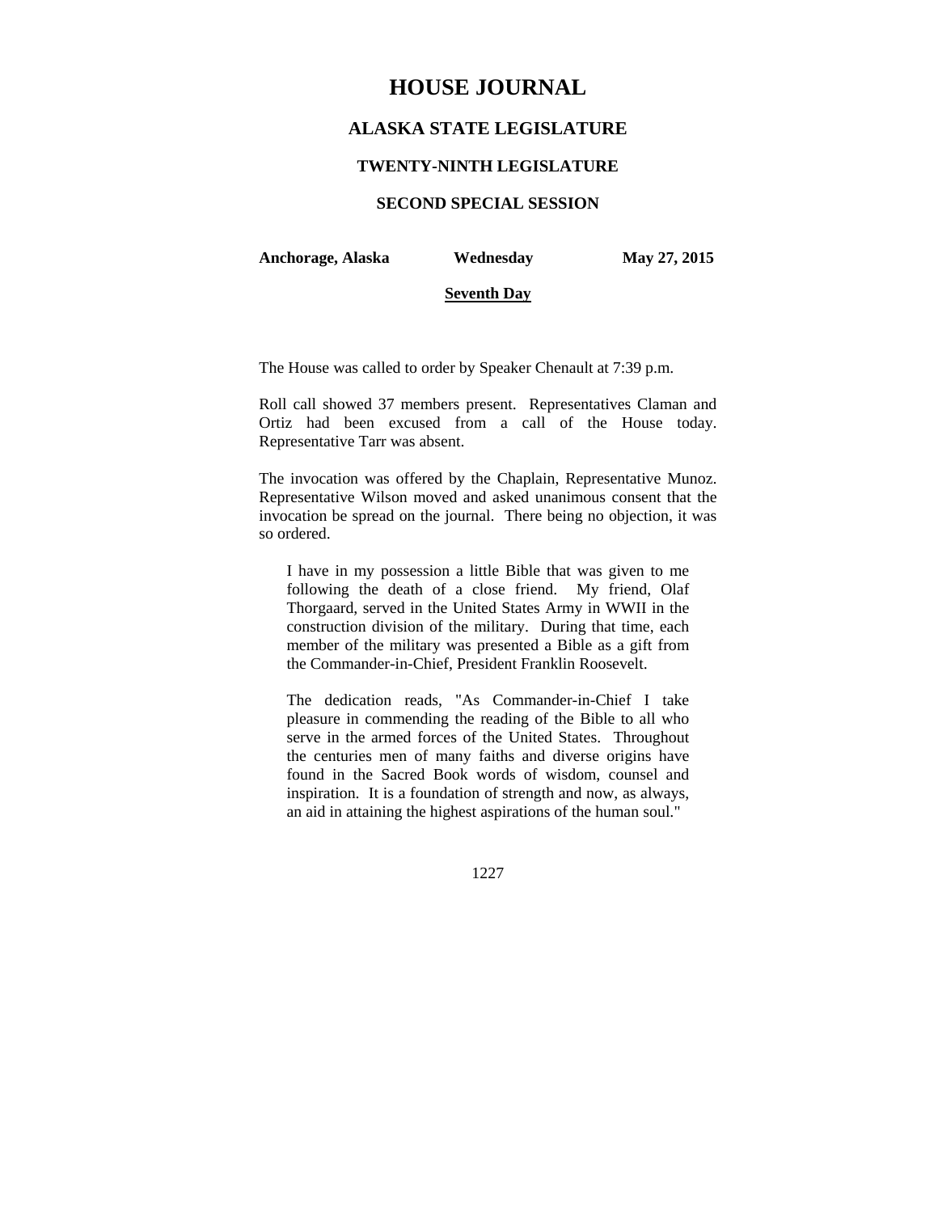# HOUSE JOURNAL

## ALASKA STATE LEGISLATURE

### TWENTY-NINTH LEGISLATURE

### SECOND SPECIAL SESSION

**Anchorage, Alaska** **Wednesday** **May 27, 2015**

**Seventh Day**

The House was called to order by Speaker Chenault at 7:39 p.m.

Roll call showed 37 members present. Representatives Claman and Ortiz had been excused from a call of the House today. Representative Tarr was absent.

The invocation was offered by the Chaplain, Representative Munoz. Representative Wilson moved and asked unanimous consent that the invocation be spread on the journal. There being no objection, it was so ordered.

> I have in my possession a little Bible that was given to me following the death of a close friend. My friend, Olaf Thorgaard, served in the United States Army in WWII in the construction division of the military. During that time, each member of the military was presented a Bible as a gift from the Commander-in-Chief, President Franklin Roosevelt.
>
> The dedication reads, "As Commander-in-Chief I take pleasure in commending the reading of the Bible to all who serve in the armed forces of the United States. Throughout the centuries men of many faiths and diverse origins have found in the Sacred Book words of wisdom, counsel and inspiration. It is a foundation of strength and now, as always, an aid in attaining the highest aspirations of the human soul."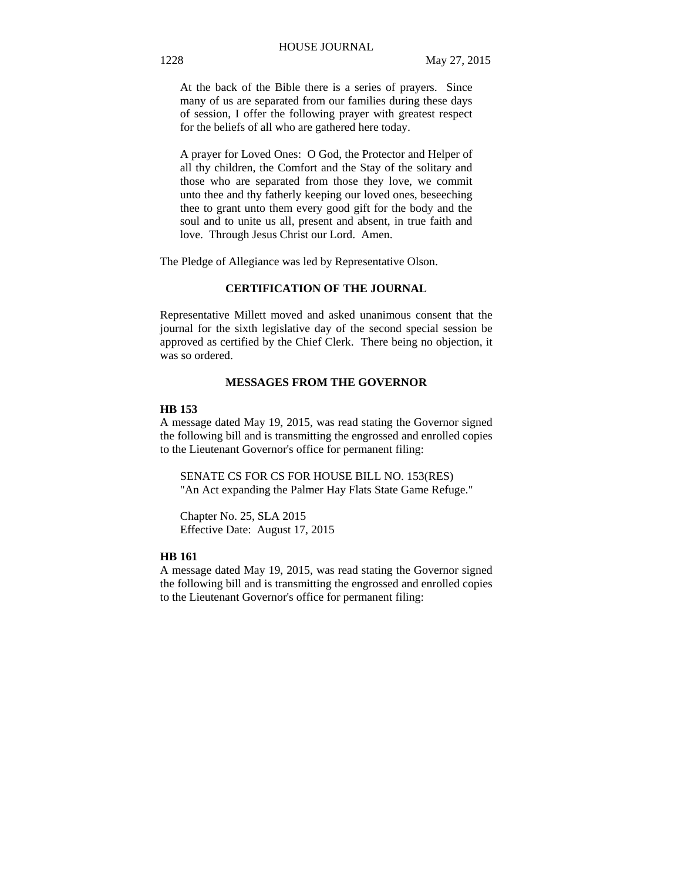At the back of the Bible there is a series of prayers. Since many of us are separated from our families during these days of session, I offer the following prayer with greatest respect for the beliefs of all who are gathered here today.

A prayer for Loved Ones: O God, the Protector and Helper of all thy children, the Comfort and the Stay of the solitary and those who are separated from those they love, we commit unto thee and thy fatherly keeping our loved ones, beseeching thee to grant unto them every good gift for the body and the soul and to unite us all, present and absent, in true faith and love. Through Jesus Christ our Lord. Amen.

The Pledge of Allegiance was led by Representative Olson.

## CERTIFICATION OF THE JOURNAL

Representative Millett moved and asked unanimous consent that the journal for the sixth legislative day of the second special session be approved as certified by the Chief Clerk. There being no objection, it was so ordered.

## MESSAGES FROM THE GOVERNOR

**HB 153**

A message dated May 19, 2015, was read stating the Governor signed the following bill and is transmitting the engrossed and enrolled copies to the Lieutenant Governor's office for permanent filing:

SENATE CS FOR CS FOR HOUSE BILL NO. 153(RES)
"An Act expanding the Palmer Hay Flats State Game Refuge."

Chapter No. 25, SLA 2015
Effective Date: August 17, 2015

**HB 161**

A message dated May 19, 2015, was read stating the Governor signed the following bill and is transmitting the engrossed and enrolled copies to the Lieutenant Governor's office for permanent filing: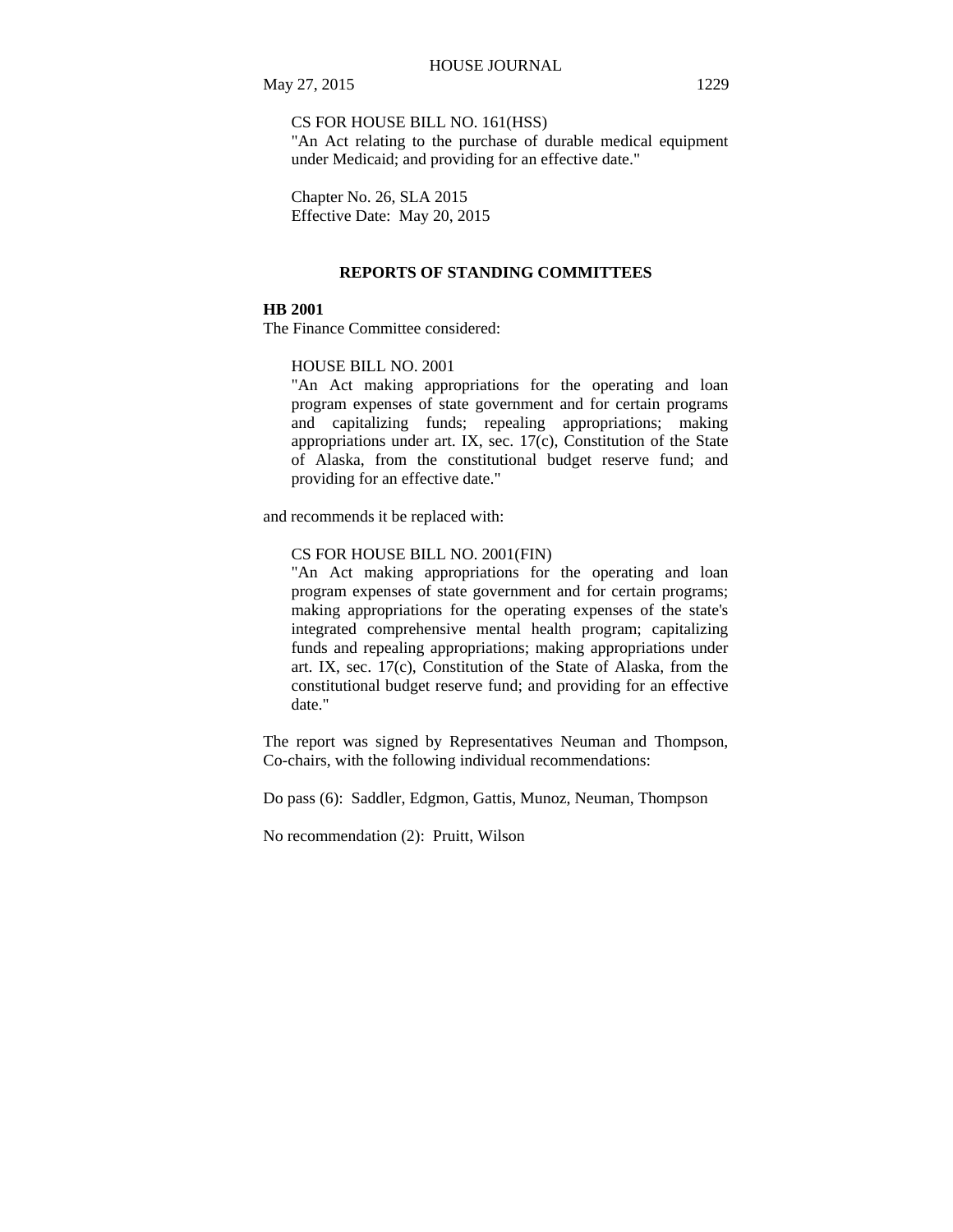CS FOR HOUSE BILL NO. 161(HSS)
"An Act relating to the purchase of durable medical equipment under Medicaid; and providing for an effective date."

Chapter No. 26, SLA 2015
Effective Date: May 20, 2015

## REPORTS OF STANDING COMMITTEES

**HB 2001**
The Finance Committee considered:

HOUSE BILL NO. 2001
"An Act making appropriations for the operating and loan program expenses of state government and for certain programs and capitalizing funds; repealing appropriations; making appropriations under art. IX, sec. 17(c), Constitution of the State of Alaska, from the constitutional budget reserve fund; and providing for an effective date."

and recommends it be replaced with:

CS FOR HOUSE BILL NO. 2001(FIN)
"An Act making appropriations for the operating and loan program expenses of state government and for certain programs; making appropriations for the operating expenses of the state's integrated comprehensive mental health program; capitalizing funds and repealing appropriations; making appropriations under art. IX, sec. 17(c), Constitution of the State of Alaska, from the constitutional budget reserve fund; and providing for an effective date."

The report was signed by Representatives Neuman and Thompson, Co-chairs, with the following individual recommendations:

Do pass (6): Saddler, Edgmon, Gattis, Munoz, Neuman, Thompson

No recommendation (2): Pruitt, Wilson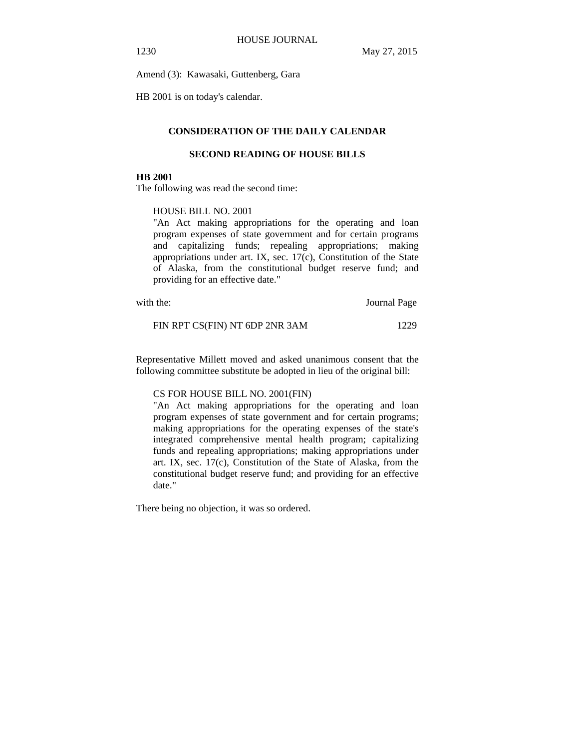Amend (3): Kawasaki, Guttenberg, Gara

HB 2001 is on today's calendar.

## CONSIDERATION OF THE DAILY CALENDAR

### SECOND READING OF HOUSE BILLS

**HB 2001**

The following was read the second time:

> HOUSE BILL NO. 2001
>
> "An Act making appropriations for the operating and loan program expenses of state government and for certain programs and capitalizing funds; repealing appropriations; making appropriations under art. IX, sec. 17(c), Constitution of the State of Alaska, from the constitutional budget reserve fund; and providing for an effective date."

| with the: | Journal Page |
|---|---|
| FIN RPT CS(FIN) NT 6DP 2NR 3AM | 1229 |

Representative Millett moved and asked unanimous consent that the following committee substitute be adopted in lieu of the original bill:

> CS FOR HOUSE BILL NO. 2001(FIN)
>
> "An Act making appropriations for the operating and loan program expenses of state government and for certain programs; making appropriations for the operating expenses of the state's integrated comprehensive mental health program; capitalizing funds and repealing appropriations; making appropriations under art. IX, sec. 17(c), Constitution of the State of Alaska, from the constitutional budget reserve fund; and providing for an effective date."

There being no objection, it was so ordered.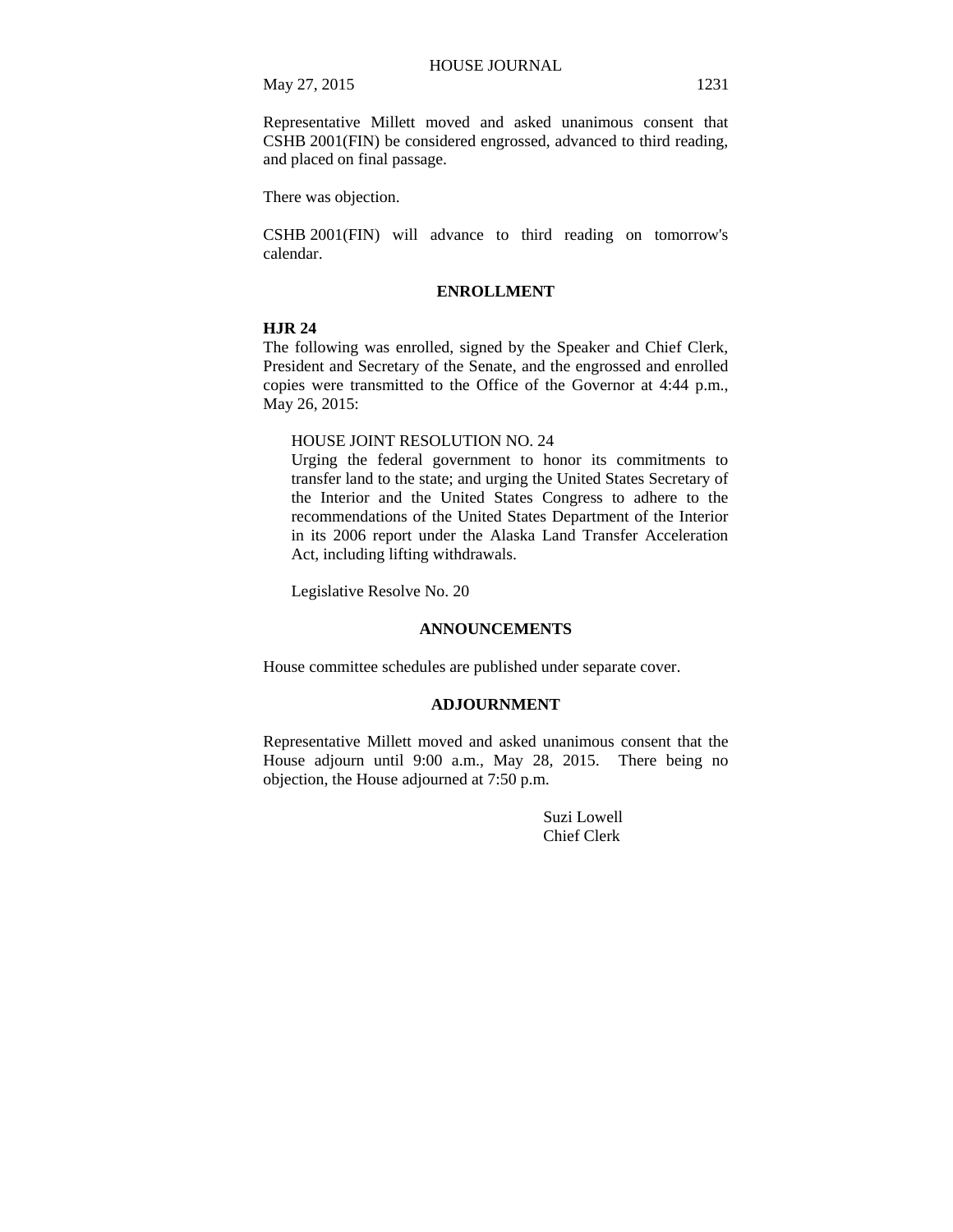Representative Millett moved and asked unanimous consent that CSHB 2001(FIN) be considered engrossed, advanced to third reading, and placed on final passage.

There was objection.

CSHB 2001(FIN) will advance to third reading on tomorrow's calendar.

## ENROLLMENT

**HJR 24**

The following was enrolled, signed by the Speaker and Chief Clerk, President and Secretary of the Senate, and the engrossed and enrolled copies were transmitted to the Office of the Governor at 4:44 p.m., May 26, 2015:

> HOUSE JOINT RESOLUTION NO. 24
>
> Urging the federal government to honor its commitments to transfer land to the state; and urging the United States Secretary of the Interior and the United States Congress to adhere to the recommendations of the United States Department of the Interior in its 2006 report under the Alaska Land Transfer Acceleration Act, including lifting withdrawals.
>
> Legislative Resolve No. 20

## ANNOUNCEMENTS

House committee schedules are published under separate cover.

## ADJOURNMENT

Representative Millett moved and asked unanimous consent that the House adjourn until 9:00 a.m., May 28, 2015. There being no objection, the House adjourned at 7:50 p.m.

Suzi Lowell
Chief Clerk